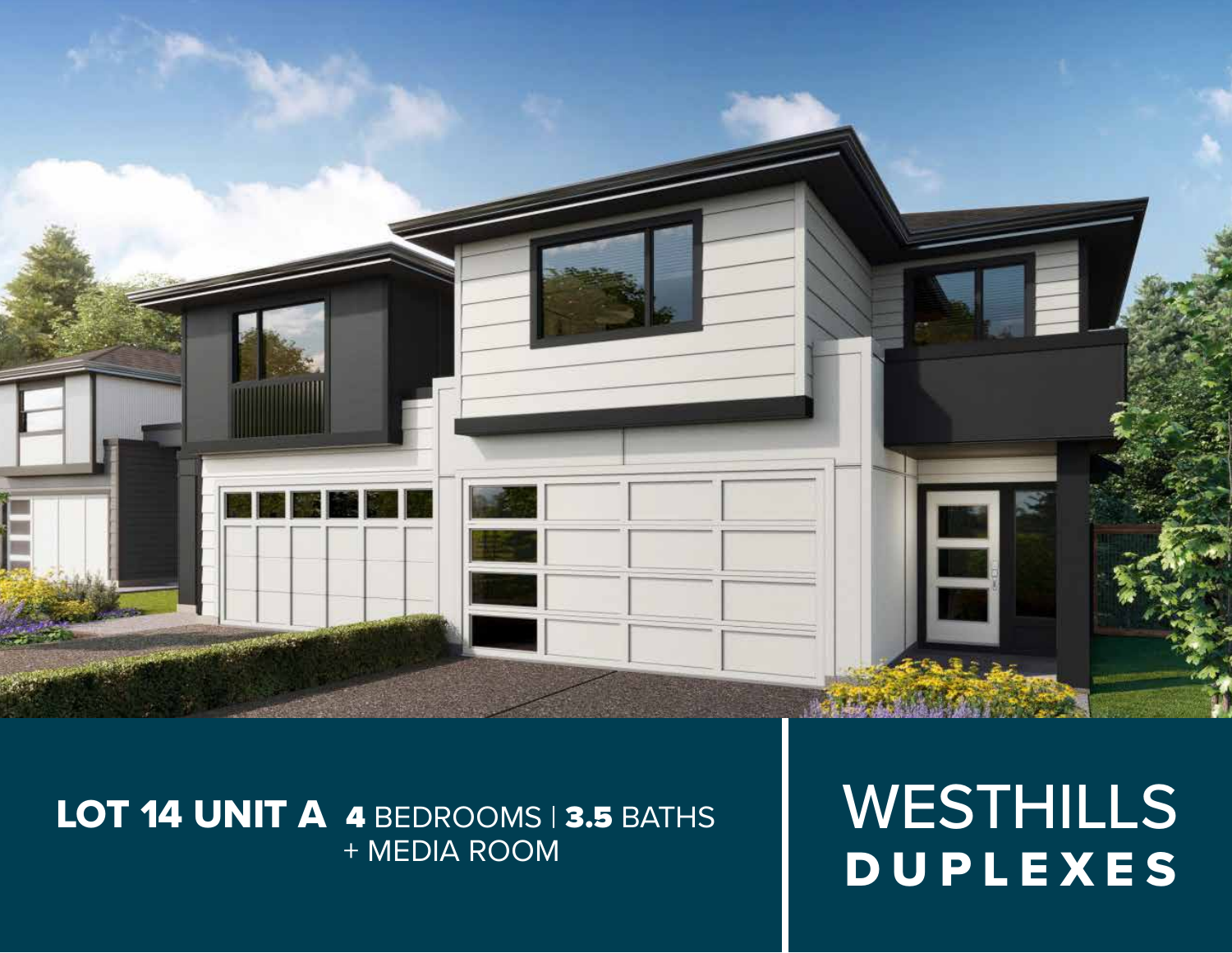**LOT 14 UNIT A** **4** BEDROOMS | **3.5** BATHS
+ MEDIA ROOM

# WESTHILLS
## DUPLEXES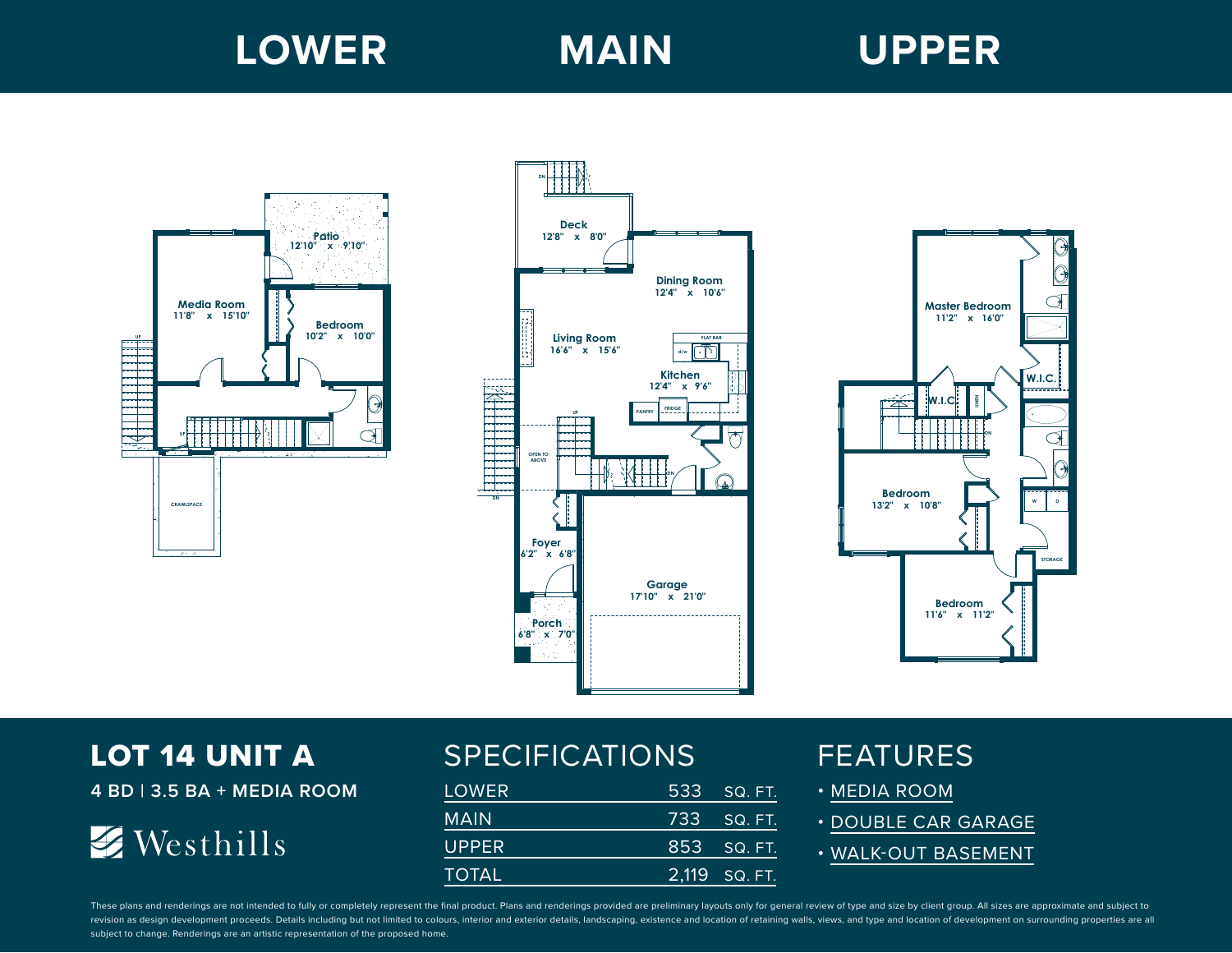# LOWER

# MAIN

# UPPER

Patio
12'10" x 9'10"

Media Room
11'8" x 15'10"

Bedroom
10'2" x 10'0"

UP

CRAWLSPACE

DN

Deck
12'8" x 8'0"

Dining Room
12'4" x 10'6"

Living Room
16'6" x 15'6"

FLAT BAR

d/w

Kitchen
12'4" x 9'6"

PANTRY

FRIDGE

OPEN TO ABOVE

Foyer
6'2" x 6'8"

Garage
17'10" x 21'0"

Porch
6'8" x 7'0"

Master Bedroom
11'2" x 16'0"

W.I.C.

W.I.C

LINEN

Bedroom
13'2" x 10'8"

W D

STORAGE

Bedroom
11'6" x 11'2"

## LOT 14 UNIT A

**4 BD | 3.5 BA + MEDIA ROOM**

Westhills

## SPECIFICATIONS

| | | |
|---|---|---|
| LOWER | 533 | SQ. FT. |
| MAIN | 733 | SQ. FT. |
| UPPER | 853 | SQ. FT. |
| TOTAL | 2,119 | SQ. FT. |

## FEATURES

- MEDIA ROOM
- DOUBLE CAR GARAGE
- WALK-OUT BASEMENT

These plans and renderings are not intended to fully or completely represent the final product. Plans and renderings provided are preliminary layouts only for general review of type and size by client group. All sizes are approximate and subject to revision as design development proceeds. Details including but not limited to colours, interior and exterior details, landscaping, existence and location of retaining walls, views, and type and location of development on surrounding properties are all subject to change. Renderings are an artistic representation of the proposed home.